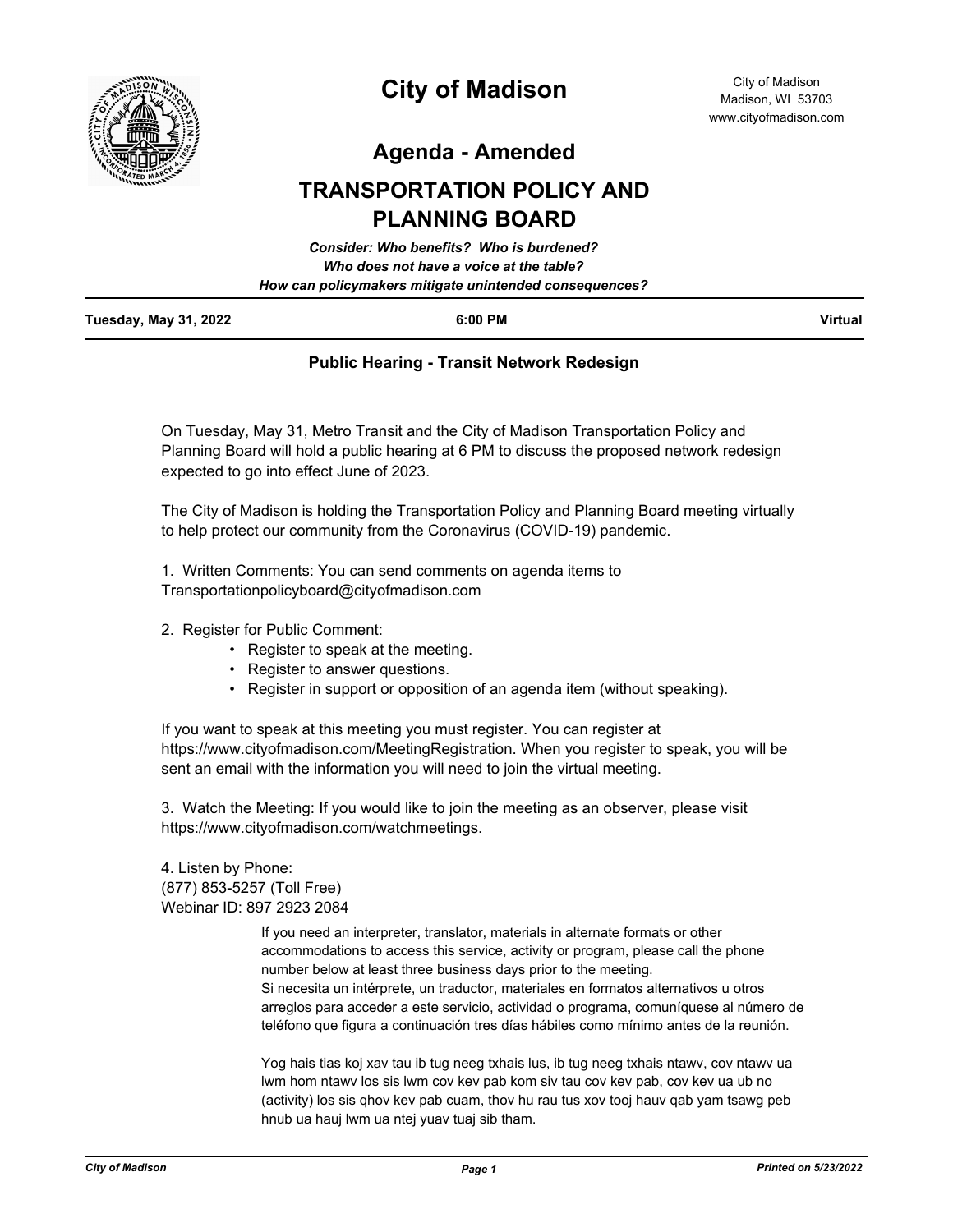# City of Madison

City of Madison
Madison, WI 53703
www.cityofmadison.com

## Agenda - Amended

## TRANSPORTATION POLICY AND PLANNING BOARD

***Consider: Who benefits? Who is burdened?***
***Who does not have a voice at the table?***
***How can policymakers mitigate unintended consequences?***

| **Tuesday, May 31, 2022** | **6:00 PM** | **Virtual** |
| --- | --- | --- |

### Public Hearing - Transit Network Redesign

On Tuesday, May 31, Metro Transit and the City of Madison Transportation Policy and Planning Board will hold a public hearing at 6 PM to discuss the proposed network redesign expected to go into effect June of 2023.

The City of Madison is holding the Transportation Policy and Planning Board meeting virtually to help protect our community from the Coronavirus (COVID-19) pandemic.

1. Written Comments: You can send comments on agenda items to Transportationpolicyboard@cityofmadison.com

2. Register for Public Comment:
   - Register to speak at the meeting.
   - Register to answer questions.
   - Register in support or opposition of an agenda item (without speaking).

If you want to speak at this meeting you must register. You can register at https://www.cityofmadison.com/MeetingRegistration. When you register to speak, you will be sent an email with the information you will need to join the virtual meeting.

3. Watch the Meeting: If you would like to join the meeting as an observer, please visit https://www.cityofmadison.com/watchmeetings.

4. Listen by Phone:
(877) 853-5257 (Toll Free)
Webinar ID: 897 2923 2084

If you need an interpreter, translator, materials in alternate formats or other accommodations to access this service, activity or program, please call the phone number below at least three business days prior to the meeting.
Si necesita un intérprete, un traductor, materiales en formatos alternativos u otros arreglos para acceder a este servicio, actividad o programa, comuníquese al número de teléfono que figura a continuación tres días hábiles como mínimo antes de la reunión.

Yog hais tias koj xav tau ib tug neeg txhais lus, ib tug neeg txhais ntawv, cov ntawv ua lwm hom ntawv los sis lwm cov kev pab kom siv tau cov kev pab, cov kev ua ub no (activity) los sis qhov kev pab cuam, thov hu rau tus xov tooj hauv qab yam tsawg peb hnub ua hauj lwm ua ntej yuav tuaj sib tham.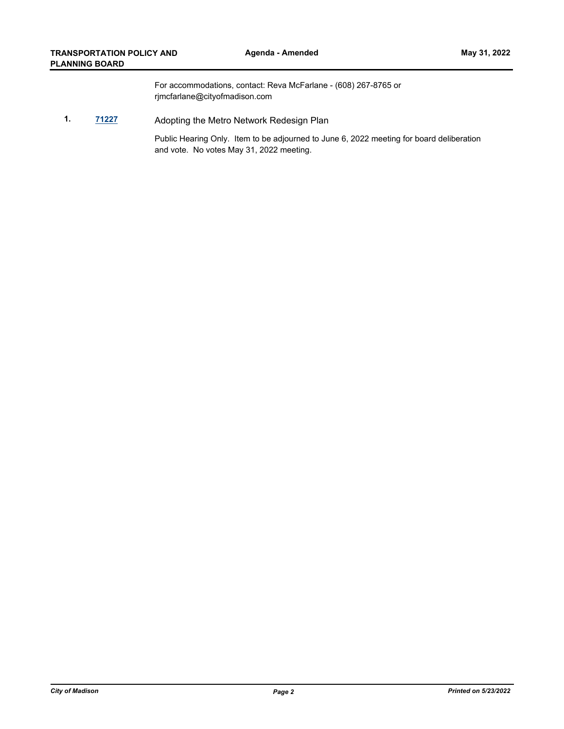For accommodations, contact: Reva McFarlane - (608) 267-8765 or rjmcfarlane@cityofmadison.com

**1.** **71227** Adopting the Metro Network Redesign Plan

Public Hearing Only. Item to be adjourned to June 6, 2022 meeting for board deliberation and vote. No votes May 31, 2022 meeting.